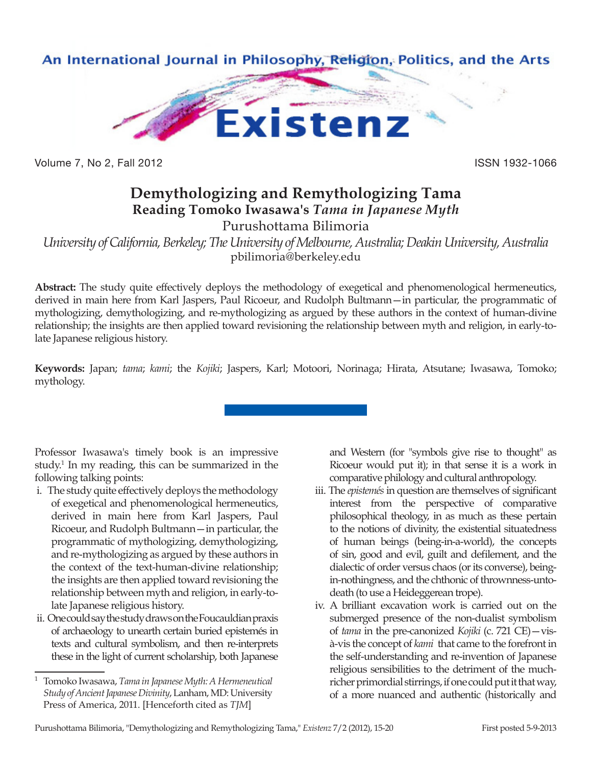# Demythologizing and Remythologizing Tama

## Reading Tomoko Iwasawa's *Tama in Japanese Myth*

Purushottama Bilimoria

*University of California, Berkeley; The University of Melbourne, Australia; Deakin University, Australia*

pbilimoria@berkeley.edu

**Abstract:** The study quite effectively deploys the methodology of exegetical and phenomenological hermeneutics, derived in main here from Karl Jaspers, Paul Ricoeur, and Rudolph Bultmann—in particular, the programmatic of mythologizing, demythologizing, and re-mythologizing as argued by these authors in the context of human-divine relationship; the insights are then applied toward revisioning the relationship between myth and religion, in early-to-late Japanese religious history.

**Keywords:** Japan; *tama*; *kami*; the *Kojiki*; Jaspers, Karl; Motoori, Norinaga; Hirata, Atsutane; Iwasawa, Tomoko; mythology.

Professor Iwasawa's timely book is an impressive study.[1] In my reading, this can be summarized in the following talking points:

i. The study quite effectively deploys the methodology of exegetical and phenomenological hermeneutics, derived in main here from Karl Jaspers, Paul Ricoeur, and Rudolph Bultmann—in particular, the programmatic of mythologizing, demythologizing, and re-mythologizing as argued by these authors in the context of the text-human-divine relationship; the insights are then applied toward revisioning the relationship between myth and religion, in early-to-late Japanese religious history.

ii. One could say the study draws on the Foucauldian praxis of archaeology to unearth certain buried epistemés in texts and cultural symbolism, and then re-interprets these in the light of current scholarship, both Japanese and Western (for "symbols give rise to thought" as Ricoeur would put it); in that sense it is a work in comparative philology and cultural anthropology.

iii. The *epistemés* in question are themselves of significant interest from the perspective of comparative philosophical theology, in as much as these pertain to the notions of divinity, the existential situatedness of human beings (being-in-a-world), the concepts of sin, good and evil, guilt and defilement, and the dialectic of order versus chaos (or its converse), being-in-nothingness, and the chthonic of thrownness-unto-death (to use a Heideggerean trope).

iv. A brilliant excavation work is carried out on the submerged presence of the non-dualist symbolism of *tama* in the pre-canonized *Kojiki* (c. 721 CE)—vis-à-vis the concept of *kami* that came to the forefront in the self-understanding and re-invention of Japanese religious sensibilities to the detriment of the much-richer primordial stirrings, if one could put it that way, of a more nuanced and authentic (historically and

---

[1] Tomoko Iwasawa, *Tama in Japanese Myth: A Hermeneutical Study of Ancient Japanese Divinity*, Lanham, MD: University Press of America, 2011. [Henceforth cited as *TJM*]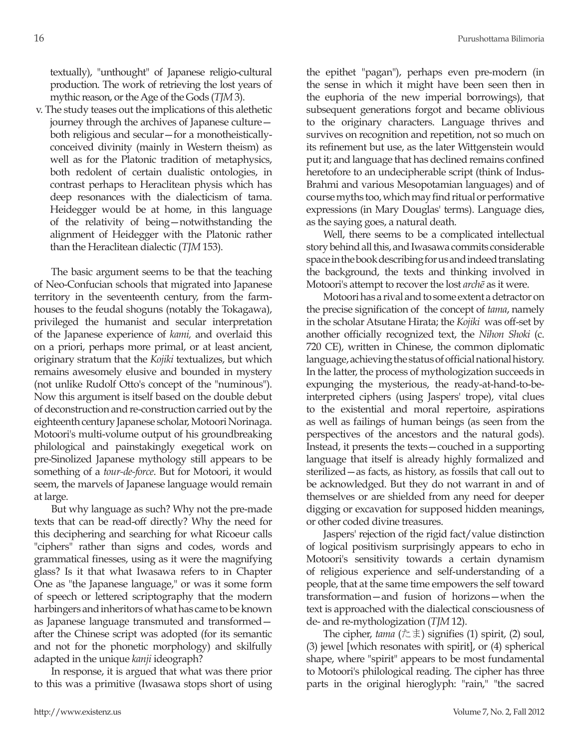textually), "unthought" of Japanese religio-cultural production. The work of retrieving the lost years of mythic reason, or the Age of the Gods (*TJM* 3).

v. The study teases out the implications of this alethetic journey through the archives of Japanese culture—both religious and secular—for a monotheistically-conceived divinity (mainly in Western theism) as well as for the Platonic tradition of metaphysics, both redolent of certain dualistic ontologies, in contrast perhaps to Heraclitean physis which has deep resonances with the dialecticism of tama. Heidegger would be at home, in this language of the relativity of being—notwithstanding the alignment of Heidegger with the Platonic rather than the Heraclitean dialectic (*TJM* 153).

The basic argument seems to be that the teaching of Neo-Confucian schools that migrated into Japanese territory in the seventeenth century, from the farm-houses to the feudal shoguns (notably the Tokagawa), privileged the humanist and secular interpretation of the Japanese experience of *kami,* and overlaid this on a priori, perhaps more primal, or at least ancient, originary stratum that the *Kojiki* textualizes, but which remains awesomely elusive and bounded in mystery (not unlike Rudolf Otto's concept of the "numinous"). Now this argument is itself based on the double debut of deconstruction and re-construction carried out by the eighteenth century Japanese scholar, Motoori Norinaga. Motoori's multi-volume output of his groundbreaking philological and painstakingly exegetical work on pre-Sinolized Japanese mythology still appears to be something of a *tour-de-force.* But for Motoori, it would seem, the marvels of Japanese language would remain at large.

But why language as such? Why not the pre-made texts that can be read-off directly? Why the need for this deciphering and searching for what Ricoeur calls "ciphers" rather than signs and codes, words and grammatical finesses, using as it were the magnifying glass? Is it that what Iwasawa refers to in Chapter One as "the Japanese language," or was it some form of speech or lettered scriptography that the modern harbingers and inheritors of what has came to be known as Japanese language transmuted and transformed—after the Chinese script was adopted (for its semantic and not for the phonetic morphology) and skilfully adapted in the unique *kanji* ideograph?

In response, it is argued that what was there prior to this was a primitive (Iwasawa stops short of using the epithet "pagan"), perhaps even pre-modern (in the sense in which it might have been seen then in the euphoria of the new imperial borrowings), that subsequent generations forgot and became oblivious to the originary characters. Language thrives and survives on recognition and repetition, not so much on its refinement but use, as the later Wittgenstein would put it; and language that has declined remains confined heretofore to an undecipherable script (think of Indus-Brahmi and various Mesopotamian languages) and of course myths too, which may find ritual or performative expressions (in Mary Douglas' terms). Language dies, as the saying goes, a natural death.

Well, there seems to be a complicated intellectual story behind all this, and Iwasawa commits considerable space in the book describing for us and indeed translating the background, the texts and thinking involved in Motoori's attempt to recover the lost *archē* as it were.

Motoori has a rival and to some extent a detractor on the precise signification of the concept of *tama*, namely in the scholar Atsutane Hirata; the *Kojiki* was off-set by another officially recognized text, the *Nihon Shoki* (c. 720 CE), written in Chinese, the common diplomatic language, achieving the status of official national history. In the latter, the process of mythologization succeeds in expunging the mysterious, the ready-at-hand-to-be-interpreted ciphers (using Jaspers' trope), vital clues to the existential and moral repertoire, aspirations as well as failings of human beings (as seen from the perspectives of the ancestors and the natural gods). Instead, it presents the texts—couched in a supporting language that itself is already highly formalized and sterilized—as facts, as history, as fossils that call out to be acknowledged. But they do not warrant in and of themselves or are shielded from any need for deeper digging or excavation for supposed hidden meanings, or other coded divine treasures.

Jaspers' rejection of the rigid fact/value distinction of logical positivism surprisingly appears to echo in Motoori's sensitivity towards a certain dynamism of religious experience and self-understanding of a people, that at the same time empowers the self toward transformation—and fusion of horizons—when the text is approached with the dialectical consciousness of de- and re-mythologization (*TJM* 12).

The cipher, *tama* (たま) signifies (1) spirit, (2) soul, (3) jewel [which resonates with spirit], or (4) spherical shape, where "spirit" appears to be most fundamental to Motoori's philological reading. The cipher has three parts in the original hieroglyph: "rain," "the sacred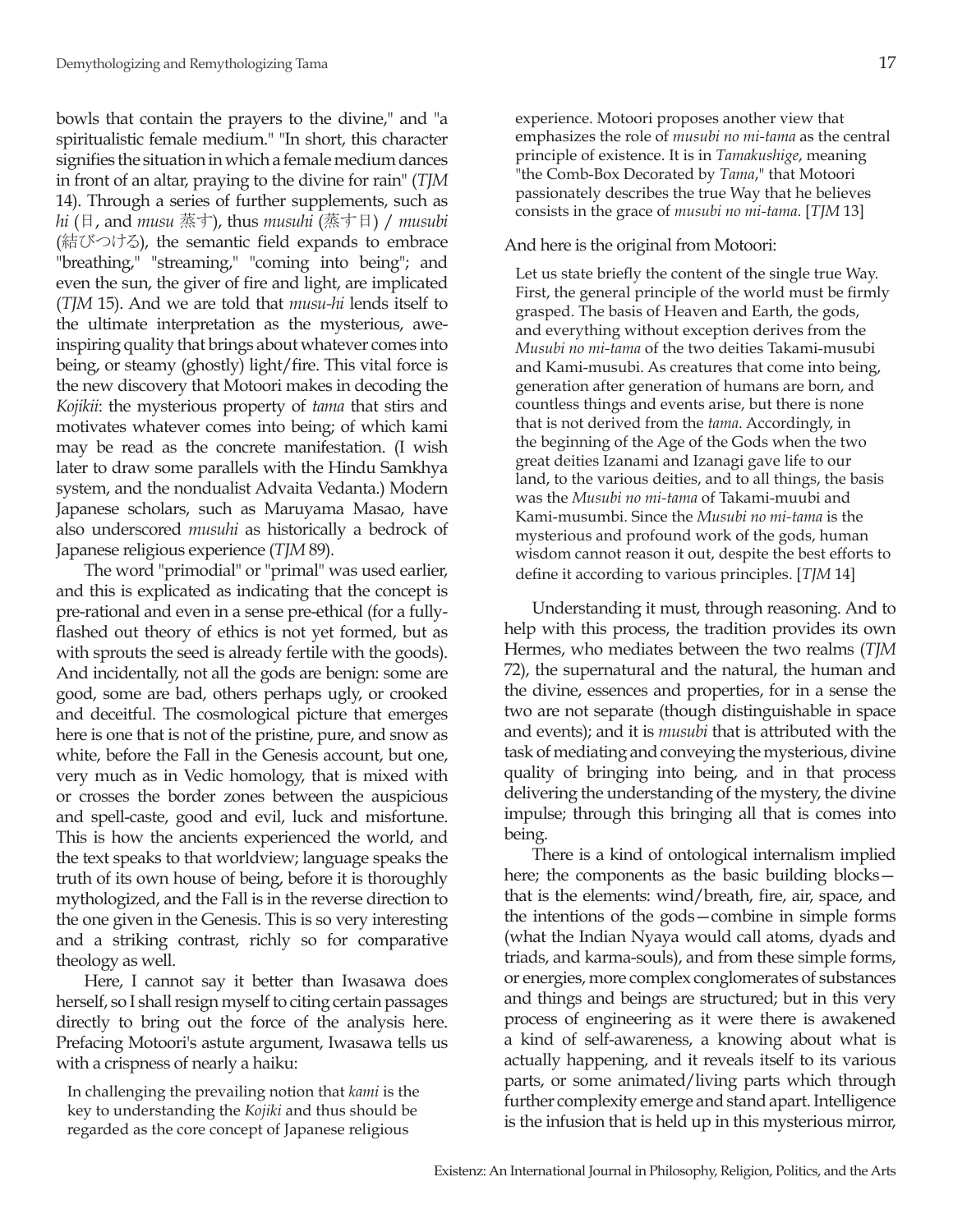bowls that contain the prayers to the divine," and "a spiritualistic female medium." "In short, this character signifies the situation in which a female medium dances in front of an altar, praying to the divine for rain" (*TJM* 14). Through a series of further supplements, such as *hi* (日, and *musu* 蒸す), thus *musuhi* (蒸す日) / *musubi* (結びつける), the semantic field expands to embrace "breathing," "streaming," "coming into being"; and even the sun, the giver of fire and light, are implicated (*TJM* 15). And we are told that *musu-hi* lends itself to the ultimate interpretation as the mysterious, awe-inspiring quality that brings about whatever comes into being, or steamy (ghostly) light/fire. This vital force is the new discovery that Motoori makes in decoding the *Kojikii*: the mysterious property of *tama* that stirs and motivates whatever comes into being; of which kami may be read as the concrete manifestation. (I wish later to draw some parallels with the Hindu Samkhya system, and the nondualist Advaita Vedanta.) Modern Japanese scholars, such as Maruyama Masao, have also underscored *musuhi* as historically a bedrock of Japanese religious experience (*TJM* 89).

The word "primodial" or "primal" was used earlier, and this is explicated as indicating that the concept is pre-rational and even in a sense pre-ethical (for a fully-flashed out theory of ethics is not yet formed, but as with sprouts the seed is already fertile with the goods). And incidentally, not all the gods are benign: some are good, some are bad, others perhaps ugly, or crooked and deceitful. The cosmological picture that emerges here is one that is not of the pristine, pure, and snow as white, before the Fall in the Genesis account, but one, very much as in Vedic homology, that is mixed with or crosses the border zones between the auspicious and spell-caste, good and evil, luck and misfortune. This is how the ancients experienced the world, and the text speaks to that worldview; language speaks the truth of its own house of being, before it is thoroughly mythologized, and the Fall is in the reverse direction to the one given in the Genesis. This is so very interesting and a striking contrast, richly so for comparative theology as well.

Here, I cannot say it better than Iwasawa does herself, so I shall resign myself to citing certain passages directly to bring out the force of the analysis here. Prefacing Motoori's astute argument, Iwasawa tells us with a crispness of nearly a haiku:

> In challenging the prevailing notion that *kami* is the key to understanding the *Kojiki* and thus should be regarded as the core concept of Japanese religious experience. Motoori proposes another view that emphasizes the role of *musubi no mi-tama* as the central principle of existence. It is in *Tamakushige*, meaning "the Comb-Box Decorated by *Tama*," that Motoori passionately describes the true Way that he believes consists in the grace of *musubi no mi-tama*. [*TJM* 13]

And here is the original from Motoori:

> Let us state briefly the content of the single true Way. First, the general principle of the world must be firmly grasped. The basis of Heaven and Earth, the gods, and everything without exception derives from the *Musubi no mi-tama* of the two deities Takami-musubi and Kami-musubi. As creatures that come into being, generation after generation of humans are born, and countless things and events arise, but there is none that is not derived from the *tama*. Accordingly, in the beginning of the Age of the Gods when the two great deities Izanami and Izanagi gave life to our land, to the various deities, and to all things, the basis was the *Musubi no mi-tama* of Takami-muubi and Kami-musumbi. Since the *Musubi no mi-tama* is the mysterious and profound work of the gods, human wisdom cannot reason it out, despite the best efforts to define it according to various principles. [*TJM* 14]

Understanding it must, through reasoning. And to help with this process, the tradition provides its own Hermes, who mediates between the two realms (*TJM* 72), the supernatural and the natural, the human and the divine, essences and properties, for in a sense the two are not separate (though distinguishable in space and events); and it is *musubi* that is attributed with the task of mediating and conveying the mysterious, divine quality of bringing into being, and in that process delivering the understanding of the mystery, the divine impulse; through this bringing all that is comes into being.

There is a kind of ontological internalism implied here; the components as the basic building blocks—that is the elements: wind/breath, fire, air, space, and the intentions of the gods—combine in simple forms (what the Indian Nyaya would call atoms, dyads and triads, and karma-souls), and from these simple forms, or energies, more complex conglomerates of substances and things and beings are structured; but in this very process of engineering as it were there is awakened a kind of self-awareness, a knowing about what is actually happening, and it reveals itself to its various parts, or some animated/living parts which through further complexity emerge and stand apart. Intelligence is the infusion that is held up in this mysterious mirror,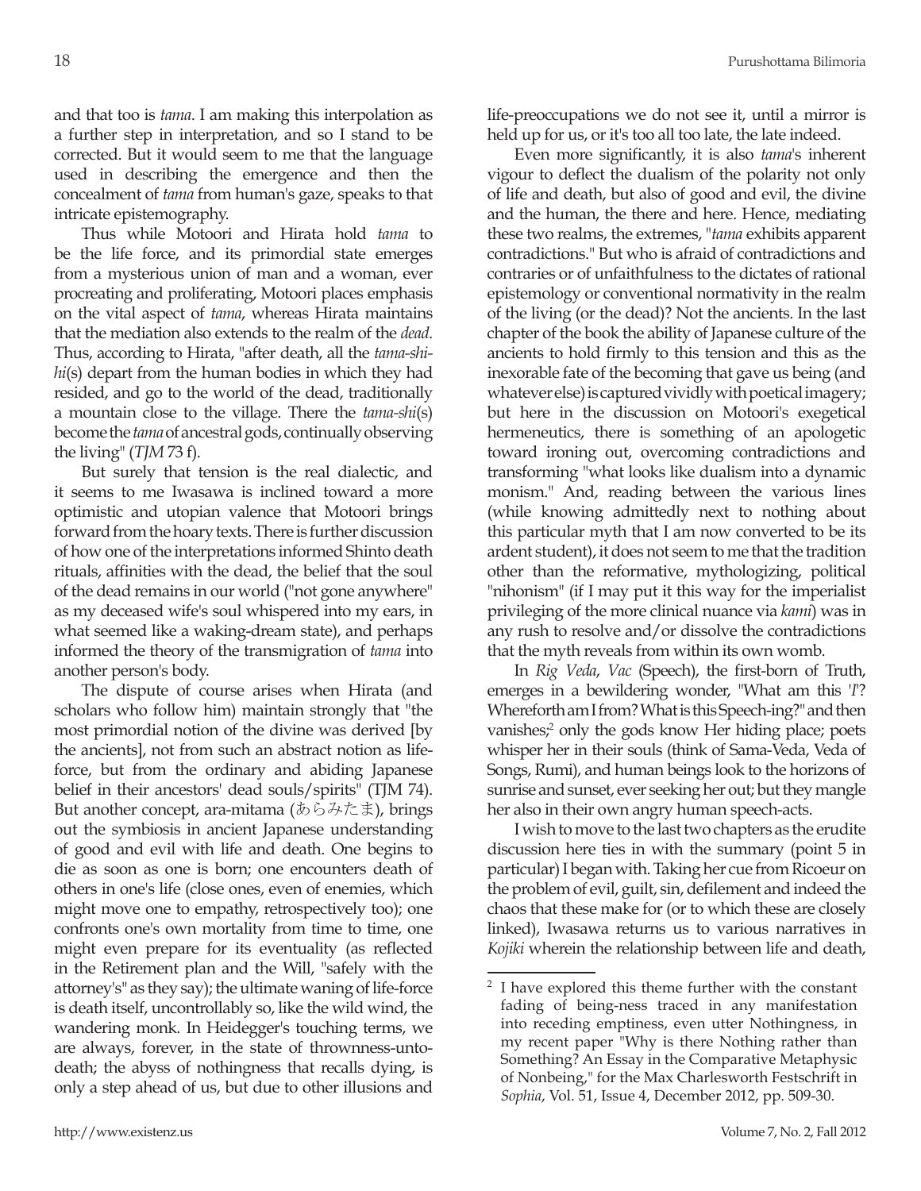and that too is *tama*. I am making this interpolation as a further step in interpretation, and so I stand to be corrected. But it would seem to me that the language used in describing the emergence and then the concealment of *tama* from human's gaze, speaks to that intricate epistemography.

Thus while Motoori and Hirata hold *tama* to be the life force, and its primordial state emerges from a mysterious union of man and a woman, ever procreating and proliferating, Motoori places emphasis on the vital aspect of *tama*, whereas Hirata maintains that the mediation also extends to the realm of the *dead*. Thus, according to Hirata, "after death, all the *tama-shi-hi*(s) depart from the human bodies in which they had resided, and go to the world of the dead, traditionally a mountain close to the village. There the *tama-shi*(s) become the *tama* of ancestral gods, continually observing the living" (*TJM* 73 f).

But surely that tension is the real dialectic, and it seems to me Iwasawa is inclined toward a more optimistic and utopian valence that Motoori brings forward from the hoary texts. There is further discussion of how one of the interpretations informed Shinto death rituals, affinities with the dead, the belief that the soul of the dead remains in our world ("not gone anywhere" as my deceased wife's soul whispered into my ears, in what seemed like a waking-dream state), and perhaps informed the theory of the transmigration of *tama* into another person's body.

The dispute of course arises when Hirata (and scholars who follow him) maintain strongly that "the most primordial notion of the divine was derived [by the ancients], not from such an abstract notion as life-force, but from the ordinary and abiding Japanese belief in their ancestors' dead souls/spirits" (TJM 74). But another concept, ara-mitama (あらみたま), brings out the symbiosis in ancient Japanese understanding of good and evil with life and death. One begins to die as soon as one is born; one encounters death of others in one's life (close ones, even of enemies, which might move one to empathy, retrospectively too); one confronts one's own mortality from time to time, one might even prepare for its eventuality (as reflected in the Retirement plan and the Will, "safely with the attorney's" as they say); the ultimate waning of life-force is death itself, uncontrollably so, like the wild wind, the wandering monk. In Heidegger's touching terms, we are always, forever, in the state of thrownness-unto-death; the abyss of nothingness that recalls dying, is only a step ahead of us, but due to other illusions and life-preoccupations we do not see it, until a mirror is held up for us, or it's too all too late, the late indeed.

Even more significantly, it is also *tama*'s inherent vigour to deflect the dualism of the polarity not only of life and death, but also of good and evil, the divine and the human, the there and here. Hence, mediating these two realms, the extremes, "*tama* exhibits apparent contradictions." But who is afraid of contradictions and contraries or of unfaithfulness to the dictates of rational epistemology or conventional normativity in the realm of the living (or the dead)? Not the ancients. In the last chapter of the book the ability of Japanese culture of the ancients to hold firmly to this tension and this as the inexorable fate of the becoming that gave us being (and whatever else) is captured vividly with poetical imagery; but here in the discussion on Motoori's exegetical hermeneutics, there is something of an apologetic toward ironing out, overcoming contradictions and transforming "what looks like dualism into a dynamic monism." And, reading between the various lines (while knowing admittedly next to nothing about this particular myth that I am now converted to be its ardent student), it does not seem to me that the tradition other than the reformative, mythologizing, political "nihonism" (if I may put it this way for the imperialist privileging of the more clinical nuance via *kami*) was in any rush to resolve and/or dissolve the contradictions that the myth reveals from within its own womb.

In *Rig Veda*, *Vac* (Speech), the first-born of Truth, emerges in a bewildering wonder, "What am this '*I*'? Whereforth am I from? What is this Speech-ing?" and then vanishes;[2] only the gods know Her hiding place; poets whisper her in their souls (think of Sama-Veda, Veda of Songs, Rumi), and human beings look to the horizons of sunrise and sunset, ever seeking her out; but they mangle her also in their own angry human speech-acts.

I wish to move to the last two chapters as the erudite discussion here ties in with the summary (point 5 in particular) I began with. Taking her cue from Ricoeur on the problem of evil, guilt, sin, defilement and indeed the chaos that these make for (or to which these are closely linked), Iwasawa returns us to various narratives in *Kojiki* wherein the relationship between life and death,

---

[2] I have explored this theme further with the constant fading of being-ness traced in any manifestation into receding emptiness, even utter Nothingness, in my recent paper "Why is there Nothing rather than Something? An Essay in the Comparative Metaphysic of Nonbeing," for the Max Charlesworth Festschrift in *Sophia*, Vol. 51, Issue 4, December 2012, pp. 509-30.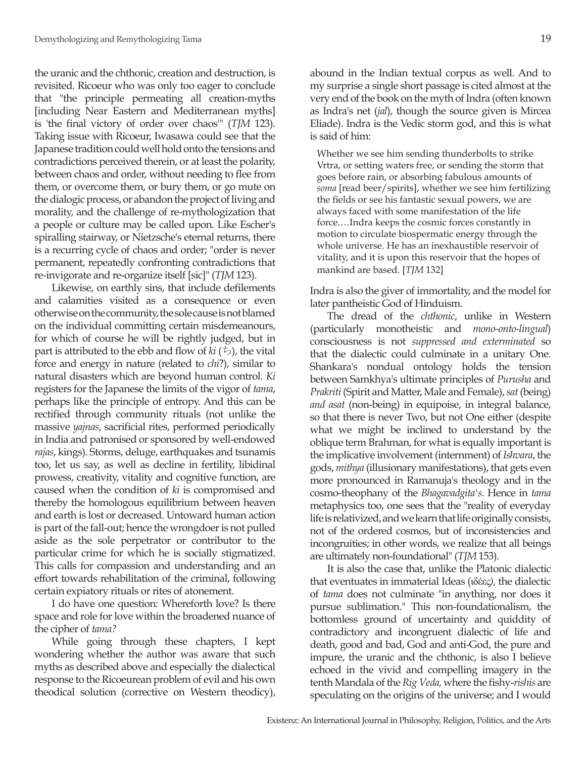the uranic and the chthonic, creation and destruction, is revisited. Ricoeur who was only too eager to conclude that "the principle permeating all creation-myths [including Near Eastern and Mediterranean myths] is 'the final victory of order over chaos'" (*TJM* 123). Taking issue with Ricoeur, Iwasawa could see that the Japanese tradition could well hold onto the tensions and contradictions perceived therein, or at least the polarity, between chaos and order, without needing to flee from them, or overcome them, or bury them, or go mute on the dialogic process, or abandon the project of living and morality, and the challenge of re-mythologization that a people or culture may be called upon. Like Escher's spiralling stairway, or Nietzsche's eternal returns, there is a recurring cycle of chaos and order; "order is never permanent, repeatedly confronting contradictions that re-invigorate and re-organize itself [sic]" (*TJM* 123).

Likewise, on earthly sins, that include defilements and calamities visited as a consequence or even otherwise on the community, the sole cause is not blamed on the individual committing certain misdemeanours, for which of course he will be rightly judged, but in part is attributed to the ebb and flow of *ki* (ち), the vital force and energy in nature (related to *chi*?), similar to natural disasters which are beyond human control. *Ki* registers for the Japanese the limits of the vigor of *tama*, perhaps like the principle of entropy. And this can be rectified through community rituals (not unlike the massive *yajnas*, sacrificial rites, performed periodically in India and patronised or sponsored by well-endowed *rajas*, kings). Storms, deluge, earthquakes and tsunamis too, let us say, as well as decline in fertility, libidinal prowess, creativity, vitality and cognitive function, are caused when the condition of *ki* is compromised and thereby the homologous equilibrium between heaven and earth is lost or decreased. Untoward human action is part of the fall-out; hence the wrongdoer is not pulled aside as the sole perpetrator or contributor to the particular crime for which he is socially stigmatized. This calls for compassion and understanding and an effort towards rehabilitation of the criminal, following certain expiatory rituals or rites of atonement.

I do have one question: Whereforth love? Is there space and role for love within the broadened nuance of the cipher of *tama?*

While going through these chapters, I kept wondering whether the author was aware that such myths as described above and especially the dialectical response to the Ricoeurean problem of evil and his own theodical solution (corrective on Western theodicy), abound in the Indian textual corpus as well. And to my surprise a single short passage is cited almost at the very end of the book on the myth of Indra (often known as Indra's net (*jal*), though the source given is Mircea Eliade). Indra is the Vedic storm god, and this is what is said of him:

> Whether we see him sending thunderbolts to strike Vrtra, or setting waters free, or sending the storm that goes before rain, or absorbing fabulous amounts of *soma* [read beer/spirits], whether we see him fertilizing the fields or see his fantastic sexual powers, we are always faced with some manifestation of the life force.…Indra keeps the cosmic forces constantly in motion to circulate biospermatic energy through the whole universe. He has an inexhaustible reservoir of vitality, and it is upon this reservoir that the hopes of mankind are based. [*TJM* 132]

Indra is also the giver of immortality, and the model for later pantheistic God of Hinduism.

The dread of the *chthonic*, unlike in Western (particularly monotheistic and *mono-onto-lingual*) consciousness is not *suppressed and exterminated* so that the dialectic could culminate in a unitary One. Shankara's nondual ontology holds the tension between Samkhya's ultimate principles of *Purusha* and *Prakriti* (Spirit and Matter, Male and Female), *sat* (being) *and asat* (non-being) in equipoise, in integral balance, so that there is never Two, but not One either (despite what we might be inclined to understand by the oblique term Brahman, for what is equally important is the implicative involvement (internment) of *Ishvara*, the gods, *mithya* (illusionary manifestations), that gets even more pronounced in Ramanuja's theology and in the cosmo-theophany of the *Bhagavadgita's*. Hence in *tama* metaphysics too, one sees that the "reality of everyday life is relativized, and we learn that life originally consists, not of the ordered cosmos, but of inconsistencies and incongruities; in other words, we realize that all beings are ultimately non-foundational" (*TJM* 153).

It is also the case that, unlike the Platonic dialectic that eventuates in immaterial Ideas (ιδέες), the dialectic of *tama* does not culminate "in anything, nor does it pursue sublimation." This non-foundationalism, the bottomless ground of uncertainty and quiddity of contradictory and incongruent dialectic of life and death, good and bad, God and anti-God, the pure and impure, the uranic and the chthonic, is also I believe echoed in the vivid and compelling imagery in the tenth Mandala of the *Rig Veda,* where the fishy-*rishis* are speculating on the origins of the universe; and I would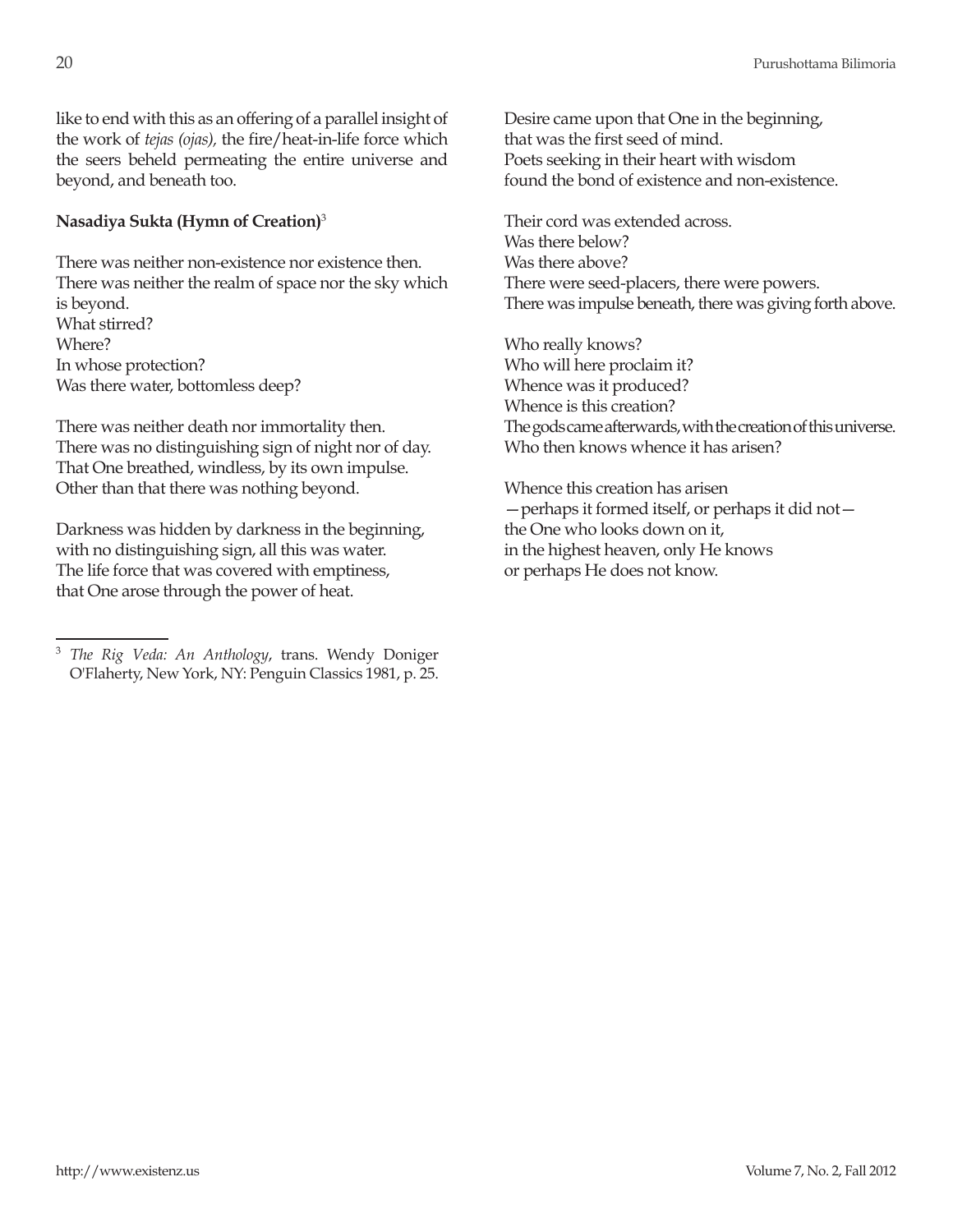like to end with this as an offering of a parallel insight of the work of *tejas (ojas),* the fire/heat-in-life force which the seers beheld permeating the entire universe and beyond, and beneath too.

**Nasadiya Sukta (Hymn of Creation)**[3]

There was neither non-existence nor existence then.  
There was neither the realm of space nor the sky which is beyond.  
What stirred?  
Where?  
In whose protection?  
Was there water, bottomless deep?

There was neither death nor immortality then.  
There was no distinguishing sign of night nor of day.  
That One breathed, windless, by its own impulse.  
Other than that there was nothing beyond.

Darkness was hidden by darkness in the beginning,  
with no distinguishing sign, all this was water.  
The life force that was covered with emptiness,  
that One arose through the power of heat.

Desire came upon that One in the beginning,  
that was the first seed of mind.  
Poets seeking in their heart with wisdom  
found the bond of existence and non-existence.

Their cord was extended across.  
Was there below?  
Was there above?  
There were seed-placers, there were powers.  
There was impulse beneath, there was giving forth above.

Who really knows?  
Who will here proclaim it?  
Whence was it produced?  
Whence is this creation?  
The gods came afterwards, with the creation of this universe.  
Who then knows whence it has arisen?

Whence this creation has arisen  
—perhaps it formed itself, or perhaps it did not—  
the One who looks down on it,  
in the highest heaven, only He knows  
or perhaps He does not know.

---

[3] *The Rig Veda: An Anthology*, trans. Wendy Doniger O'Flaherty, New York, NY: Penguin Classics 1981, p. 25.